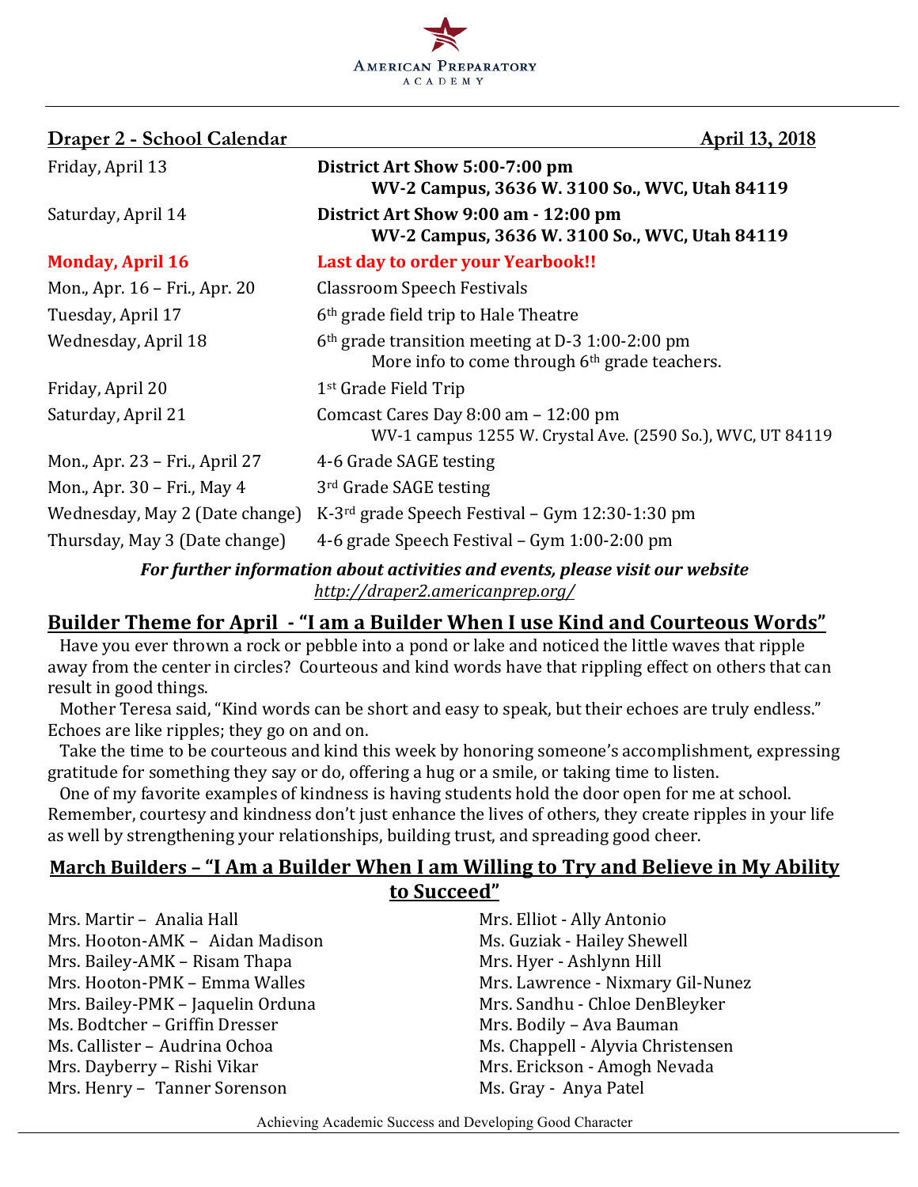AMERICAN PREPARATORY ACADEMY

**Draper 2 - School Calendar** **April 13, 2018**

| | |
|---|---|
| Friday, April 13 | **District Art Show 5:00-7:00 pm** **WV-2 Campus, 3636 W. 3100 So., WVC, Utah 84119** |
| Saturday, April 14 | **District Art Show 9:00 am - 12:00 pm** **WV-2 Campus, 3636 W. 3100 So., WVC, Utah 84119** |
| **Monday, April 16** | **Last day to order your Yearbook!!** |
| Mon., Apr. 16 – Fri., Apr. 20 | Classroom Speech Festivals |
| Tuesday, April 17 | 6th grade field trip to Hale Theatre |
| Wednesday, April 18 | 6th grade transition meeting at D-3 1:00-2:00 pm More info to come through 6th grade teachers. |
| Friday, April 20 | 1st Grade Field Trip |
| Saturday, April 21 | Comcast Cares Day 8:00 am – 12:00 pm WV-1 campus 1255 W. Crystal Ave. (2590 So.), WVC, UT 84119 |
| Mon., Apr. 23 – Fri., April 27 | 4-6 Grade SAGE testing |
| Mon., Apr. 30 – Fri., May 4 | 3rd Grade SAGE testing |
| Wednesday, May 2 (Date change) | K-3rd grade Speech Festival – Gym 12:30-1:30 pm |
| Thursday, May 3 (Date change) | 4-6 grade Speech Festival – Gym 1:00-2:00 pm |

***For further information about activities and events, please visit our website***
*http://draper2.americanprep.org/*

## Builder Theme for April - "I am a Builder When I use Kind and Courteous Words"

Have you ever thrown a rock or pebble into a pond or lake and noticed the little waves that ripple away from the center in circles? Courteous and kind words have that rippling effect on others that can result in good things.

Mother Teresa said, "Kind words can be short and easy to speak, but their echoes are truly endless." Echoes are like ripples; they go on and on.

Take the time to be courteous and kind this week by honoring someone's accomplishment, expressing gratitude for something they say or do, offering a hug or a smile, or taking time to listen.

One of my favorite examples of kindness is having students hold the door open for me at school. Remember, courtesy and kindness don't just enhance the lives of others, they create ripples in your life as well by strengthening your relationships, building trust, and spreading good cheer.

## March Builders – "I Am a Builder When I am Willing to Try and Believe in My Ability to Succeed"

Mrs. Martir – Analia Hall
Mrs. Hooton-AMK – Aidan Madison
Mrs. Bailey-AMK – Risam Thapa
Mrs. Hooton-PMK – Emma Walles
Mrs. Bailey-PMK – Jaquelin Orduna
Ms. Bodtcher – Griffin Dresser
Ms. Callister – Audrina Ochoa
Mrs. Dayberry – Rishi Vikar
Mrs. Henry – Tanner Sorenson
Mrs. Elliot - Ally Antonio
Ms. Guziak - Hailey Shewell
Mrs. Hyer - Ashlynn Hill
Mrs. Lawrence - Nixmary Gil-Nunez
Mrs. Sandhu - Chloe DenBleyker
Mrs. Bodily – Ava Bauman
Ms. Chappell - Alyvia Christensen
Mrs. Erickson - Amogh Nevada
Ms. Gray - Anya Patel

Achieving Academic Success and Developing Good Character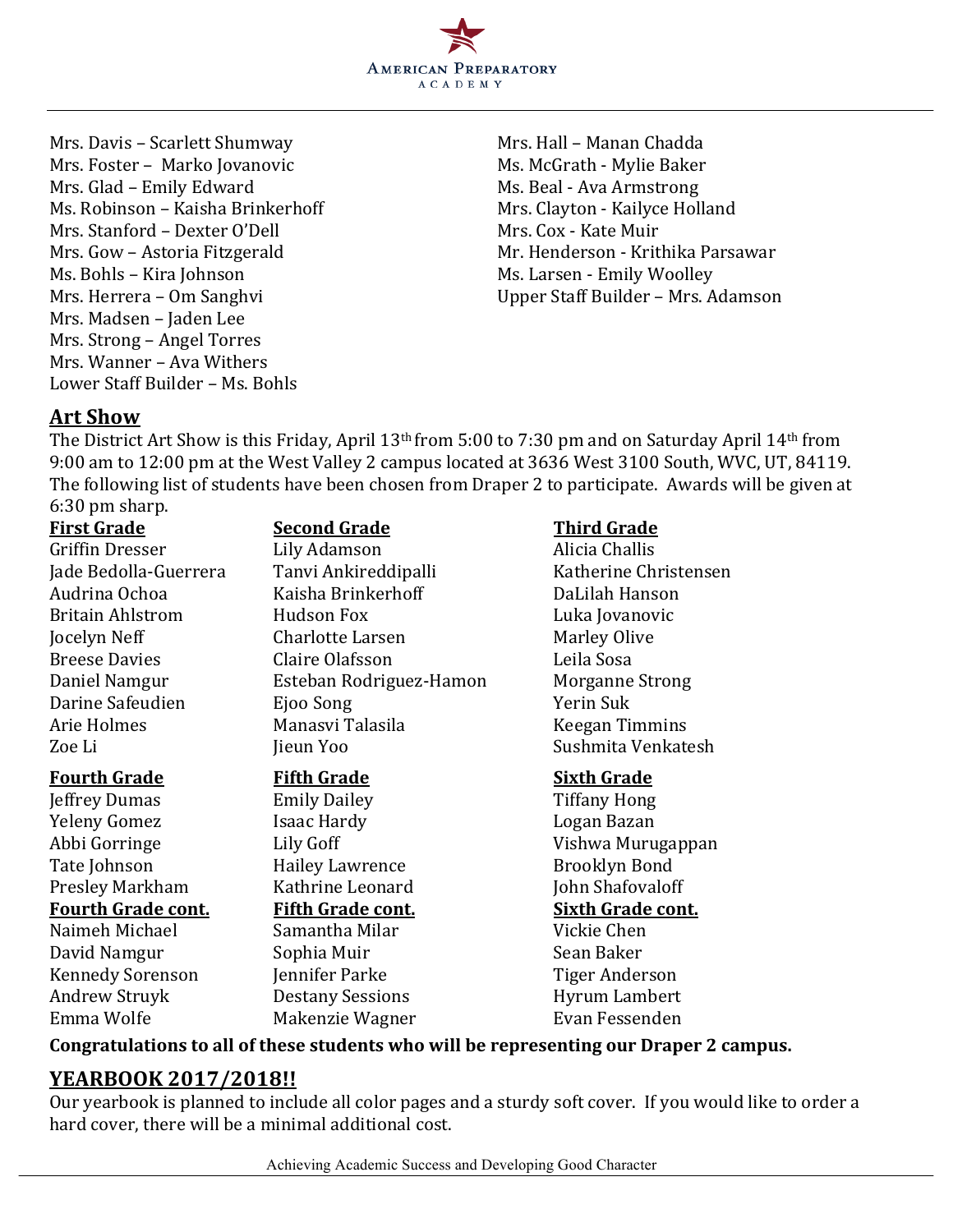Mrs. Davis – Scarlett Shumway
Mrs. Foster – Marko Jovanovic
Mrs. Glad – Emily Edward
Ms. Robinson – Kaisha Brinkerhoff
Mrs. Stanford – Dexter O'Dell
Mrs. Gow – Astoria Fitzgerald
Ms. Bohls – Kira Johnson
Mrs. Herrera – Om Sanghvi
Mrs. Madsen – Jaden Lee
Mrs. Strong – Angel Torres
Mrs. Wanner – Ava Withers
Lower Staff Builder – Ms. Bohls

Mrs. Hall – Manan Chadda
Ms. McGrath - Mylie Baker
Ms. Beal - Ava Armstrong
Mrs. Clayton - Kailyce Holland
Mrs. Cox - Kate Muir
Mr. Henderson - Krithika Parsawar
Ms. Larsen - Emily Woolley
Upper Staff Builder – Mrs. Adamson

## Art Show

The District Art Show is this Friday, April 13th from 5:00 to 7:30 pm and on Saturday April 14th from 9:00 am to 12:00 pm at the West Valley 2 campus located at 3636 West 3100 South, WVC, UT, 84119. The following list of students have been chosen from Draper 2 to participate. Awards will be given at 6:30 pm sharp.

**First Grade**
Griffin Dresser
Jade Bedolla-Guerrera
Audrina Ochoa
Britain Ahlstrom
Jocelyn Neff
Breese Davies
Daniel Namgur
Darine Safeudien
Arie Holmes
Zoe Li

**Second Grade**
Lily Adamson
Tanvi Ankireddipalli
Kaisha Brinkerhoff
Hudson Fox
Charlotte Larsen
Claire Olafsson
Esteban Rodriguez-Hamon
Ejoo Song
Manasvi Talasila
Jieun Yoo

**Third Grade**
Alicia Challis
Katherine Christensen
DaLilah Hanson
Luka Jovanovic
Marley Olive
Leila Sosa
Morganne Strong
Yerin Suk
Keegan Timmins
Sushmita Venkatesh

**Fourth Grade**
Jeffrey Dumas
Yeleny Gomez
Abbi Gorringe
Tate Johnson
Presley Markham

**Fourth Grade cont.**
Naimeh Michael
David Namgur
Kennedy Sorenson
Andrew Struyk
Emma Wolfe

**Fifth Grade**
Emily Dailey
Isaac Hardy
Lily Goff
Hailey Lawrence
Kathrine Leonard

**Fifth Grade cont.**
Samantha Milar
Sophia Muir
Jennifer Parke
Destany Sessions
Makenzie Wagner

**Sixth Grade**
Tiffany Hong
Logan Bazan
Vishwa Murugappan
Brooklyn Bond
John Shafovaloff

**Sixth Grade cont.**
Vickie Chen
Sean Baker
Tiger Anderson
Hyrum Lambert
Evan Fessenden

**Congratulations to all of these students who will be representing our Draper 2 campus.**

## YEARBOOK 2017/2018!!

Our yearbook is planned to include all color pages and a sturdy soft cover. If you would like to order a hard cover, there will be a minimal additional cost.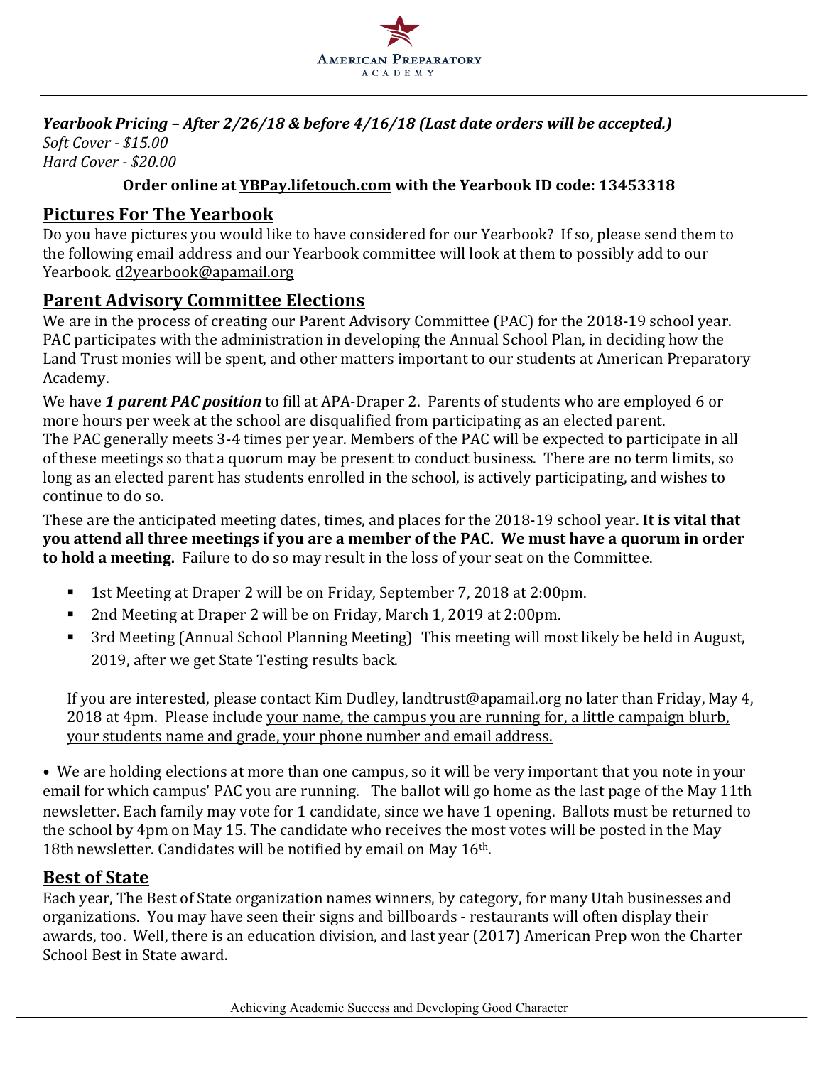***Yearbook Pricing – After 2/26/18 & before 4/16/18 (Last date orders will be accepted.)***
*Soft Cover - $15.00*
*Hard Cover - $20.00*

**Order online at YBPay.lifetouch.com with the Yearbook ID code: 13453318**

## Pictures For The Yearbook

Do you have pictures you would like to have considered for our Yearbook? If so, please send them to the following email address and our Yearbook committee will look at them to possibly add to our Yearbook. d2yearbook@apamail.org

## Parent Advisory Committee Elections

We are in the process of creating our Parent Advisory Committee (PAC) for the 2018-19 school year. PAC participates with the administration in developing the Annual School Plan, in deciding how the Land Trust monies will be spent, and other matters important to our students at American Preparatory Academy.

We have ***1 parent PAC position*** to fill at APA-Draper 2. Parents of students who are employed 6 or more hours per week at the school are disqualified from participating as an elected parent. The PAC generally meets 3-4 times per year. Members of the PAC will be expected to participate in all of these meetings so that a quorum may be present to conduct business. There are no term limits, so long as an elected parent has students enrolled in the school, is actively participating, and wishes to continue to do so.

These are the anticipated meeting dates, times, and places for the 2018-19 school year. **It is vital that you attend all three meetings if you are a member of the PAC. We must have a quorum in order to hold a meeting.** Failure to do so may result in the loss of your seat on the Committee.

- 1st Meeting at Draper 2 will be on Friday, September 7, 2018 at 2:00pm.
- 2nd Meeting at Draper 2 will be on Friday, March 1, 2019 at 2:00pm.
- 3rd Meeting (Annual School Planning Meeting) This meeting will most likely be held in August, 2019, after we get State Testing results back.

If you are interested, please contact Kim Dudley, landtrust@apamail.org no later than Friday, May 4, 2018 at 4pm. Please include your name, the campus you are running for, a little campaign blurb, your students name and grade, your phone number and email address.

• We are holding elections at more than one campus, so it will be very important that you note in your email for which campus' PAC you are running. The ballot will go home as the last page of the May 11th newsletter. Each family may vote for 1 candidate, since we have 1 opening. Ballots must be returned to the school by 4pm on May 15. The candidate who receives the most votes will be posted in the May 18th newsletter. Candidates will be notified by email on May 16th.

## Best of State

Each year, The Best of State organization names winners, by category, for many Utah businesses and organizations. You may have seen their signs and billboards - restaurants will often display their awards, too. Well, there is an education division, and last year (2017) American Prep won the Charter School Best in State award.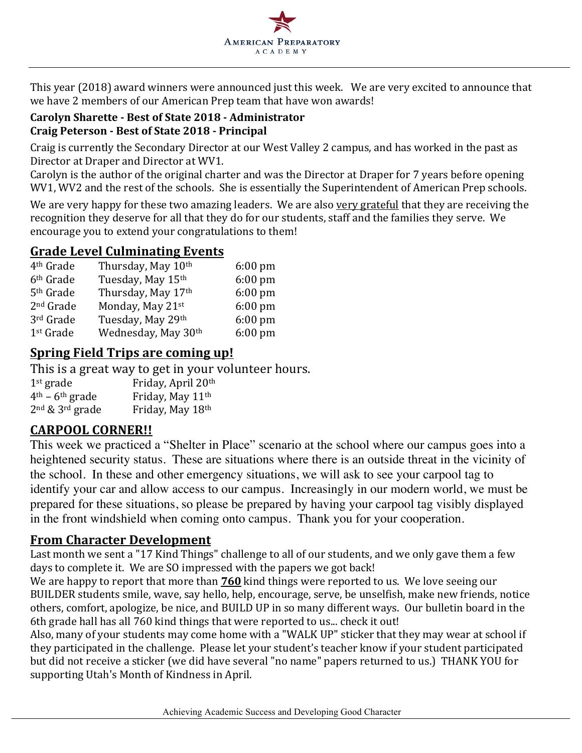This year (2018) award winners were announced just this week. We are very excited to announce that we have 2 members of our American Prep team that have won awards!

**Carolyn Sharette - Best of State 2018 - Administrator**
**Craig Peterson - Best of State 2018 - Principal**

Craig is currently the Secondary Director at our West Valley 2 campus, and has worked in the past as Director at Draper and Director at WV1.
Carolyn is the author of the original charter and was the Director at Draper for 7 years before opening WV1, WV2 and the rest of the schools. She is essentially the Superintendent of American Prep schools.

We are very happy for these two amazing leaders. We are also very grateful that they are receiving the recognition they deserve for all that they do for our students, staff and the families they serve. We encourage you to extend your congratulations to them!

## Grade Level Culminating Events

| | | |
|---|---|---|
| 4th Grade | Thursday, May 10th | 6:00 pm |
| 6th Grade | Tuesday, May 15th | 6:00 pm |
| 5th Grade | Thursday, May 17th | 6:00 pm |
| 2nd Grade | Monday, May 21st | 6:00 pm |
| 3rd Grade | Tuesday, May 29th | 6:00 pm |
| 1st Grade | Wednesday, May 30th | 6:00 pm |

## Spring Field Trips are coming up!

This is a great way to get in your volunteer hours.

| | |
|---|---|
| 1st grade | Friday, April 20th |
| 4th – 6th grade | Friday, May 11th |
| 2nd & 3rd grade | Friday, May 18th |

## CARPOOL CORNER!!

This week we practiced a "Shelter in Place" scenario at the school where our campus goes into a heightened security status. These are situations where there is an outside threat in the vicinity of the school. In these and other emergency situations, we will ask to see your carpool tag to identify your car and allow access to our campus. Increasingly in our modern world, we must be prepared for these situations, so please be prepared by having your carpool tag visibly displayed in the front windshield when coming onto campus. Thank you for your cooperation.

## From Character Development

Last month we sent a "17 Kind Things" challenge to all of our students, and we only gave them a few days to complete it. We are SO impressed with the papers we got back!
We are happy to report that more than **760** kind things were reported to us. We love seeing our BUILDER students smile, wave, say hello, help, encourage, serve, be unselfish, make new friends, notice others, comfort, apologize, be nice, and BUILD UP in so many different ways. Our bulletin board in the 6th grade hall has all 760 kind things that were reported to us... check it out!
Also, many of your students may come home with a "WALK UP" sticker that they may wear at school if they participated in the challenge. Please let your student's teacher know if your student participated but did not receive a sticker (we did have several "no name" papers returned to us.) THANK YOU for supporting Utah's Month of Kindness in April.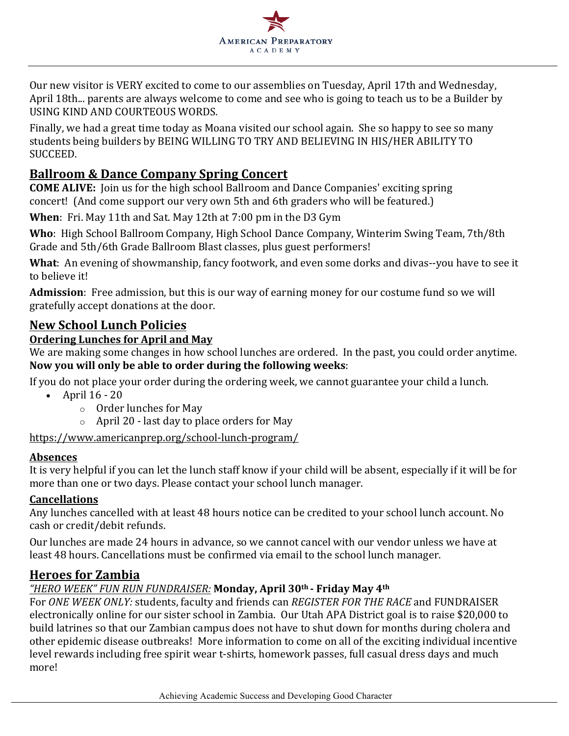Our new visitor is VERY excited to come to our assemblies on Tuesday, April 17th and Wednesday, April 18th... parents are always welcome to come and see who is going to teach us to be a Builder by USING KIND AND COURTEOUS WORDS.

Finally, we had a great time today as Moana visited our school again. She so happy to see so many students being builders by BEING WILLING TO TRY AND BELIEVING IN HIS/HER ABILITY TO SUCCEED.

## Ballroom & Dance Company Spring Concert

**COME ALIVE:** Join us for the high school Ballroom and Dance Companies' exciting spring concert! (And come support our very own 5th and 6th graders who will be featured.)

**When**: Fri. May 11th and Sat. May 12th at 7:00 pm in the D3 Gym

**Who**: High School Ballroom Company, High School Dance Company, Winterim Swing Team, 7th/8th Grade and 5th/6th Grade Ballroom Blast classes, plus guest performers!

**What**: An evening of showmanship, fancy footwork, and even some dorks and divas--you have to see it to believe it!

**Admission**: Free admission, but this is our way of earning money for our costume fund so we will gratefully accept donations at the door.

## New School Lunch Policies

### Ordering Lunches for April and May

We are making some changes in how school lunches are ordered. In the past, you could order anytime. **Now you will only be able to order during the following weeks**:

If you do not place your order during the ordering week, we cannot guarantee your child a lunch.

- April 16 - 20
  - Order lunches for May
  - April 20 - last day to place orders for May

https://www.americanprep.org/school-lunch-program/

### Absences

It is very helpful if you can let the lunch staff know if your child will be absent, especially if it will be for more than one or two days. Please contact your school lunch manager.

### Cancellations

Any lunches cancelled with at least 48 hours notice can be credited to your school lunch account. No cash or credit/debit refunds.

Our lunches are made 24 hours in advance, so we cannot cancel with our vendor unless we have at least 48 hours. Cancellations must be confirmed via email to the school lunch manager.

## Heroes for Zambia

*"HERO WEEK" FUN RUN FUNDRAISER:* **Monday, April 30th - Friday May 4th**

For *ONE WEEK ONLY:* students, faculty and friends can *REGISTER FOR THE RACE* and FUNDRAISER electronically online for our sister school in Zambia. Our Utah APA District goal is to raise $20,000 to build latrines so that our Zambian campus does not have to shut down for months during cholera and other epidemic disease outbreaks! More information to come on all of the exciting individual incentive level rewards including free spirit wear t-shirts, homework passes, full casual dress days and much more!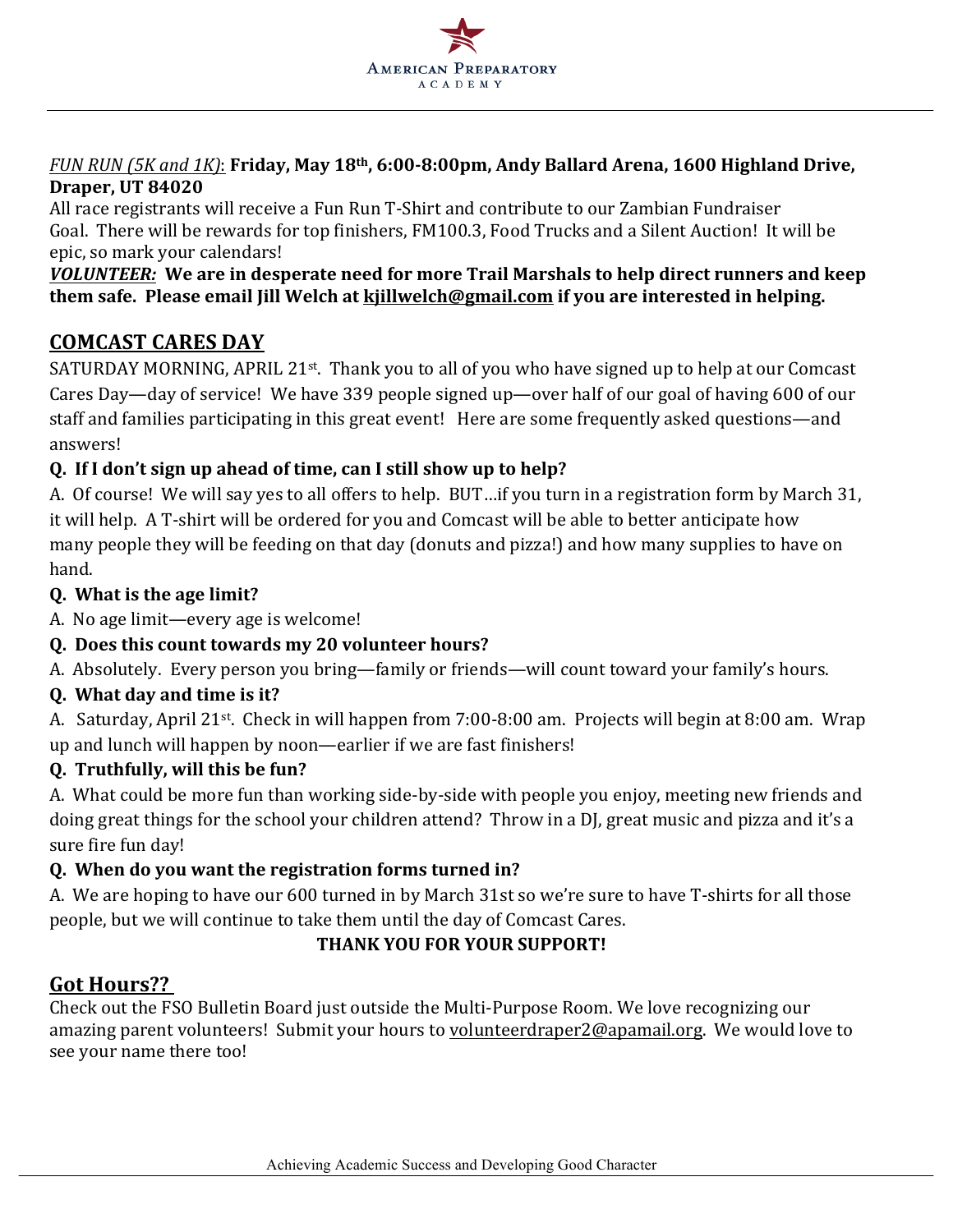*FUN RUN (5K and 1K)*: **Friday, May 18th, 6:00-8:00pm, Andy Ballard Arena, 1600 Highland Drive, Draper, UT 84020**

All race registrants will receive a Fun Run T-Shirt and contribute to our Zambian Fundraiser Goal. There will be rewards for top finishers, FM100.3, Food Trucks and a Silent Auction! It will be epic, so mark your calendars!

***VOLUNTEER:*** **We are in desperate need for more Trail Marshals to help direct runners and keep them safe. Please email Jill Welch at kjillwelch@gmail.com if you are interested in helping.**

## COMCAST CARES DAY

SATURDAY MORNING, APRIL 21st. Thank you to all of you who have signed up to help at our Comcast Cares Day—day of service! We have 339 people signed up—over half of our goal of having 600 of our staff and families participating in this great event! Here are some frequently asked questions—and answers!

**Q. If I don't sign up ahead of time, can I still show up to help?**

A. Of course! We will say yes to all offers to help. BUT…if you turn in a registration form by March 31, it will help. A T-shirt will be ordered for you and Comcast will be able to better anticipate how many people they will be feeding on that day (donuts and pizza!) and how many supplies to have on hand.

**Q. What is the age limit?**

A. No age limit—every age is welcome!

**Q. Does this count towards my 20 volunteer hours?**

A. Absolutely. Every person you bring—family or friends—will count toward your family's hours.

**Q. What day and time is it?**

A. Saturday, April 21st. Check in will happen from 7:00-8:00 am. Projects will begin at 8:00 am. Wrap up and lunch will happen by noon—earlier if we are fast finishers!

**Q. Truthfully, will this be fun?**

A. What could be more fun than working side-by-side with people you enjoy, meeting new friends and doing great things for the school your children attend? Throw in a DJ, great music and pizza and it's a sure fire fun day!

**Q. When do you want the registration forms turned in?**

A. We are hoping to have our 600 turned in by March 31st so we're sure to have T-shirts for all those people, but we will continue to take them until the day of Comcast Cares.

**THANK YOU FOR YOUR SUPPORT!**

## Got Hours??

Check out the FSO Bulletin Board just outside the Multi-Purpose Room. We love recognizing our amazing parent volunteers! Submit your hours to volunteerdraper2@apamail.org. We would love to see your name there too!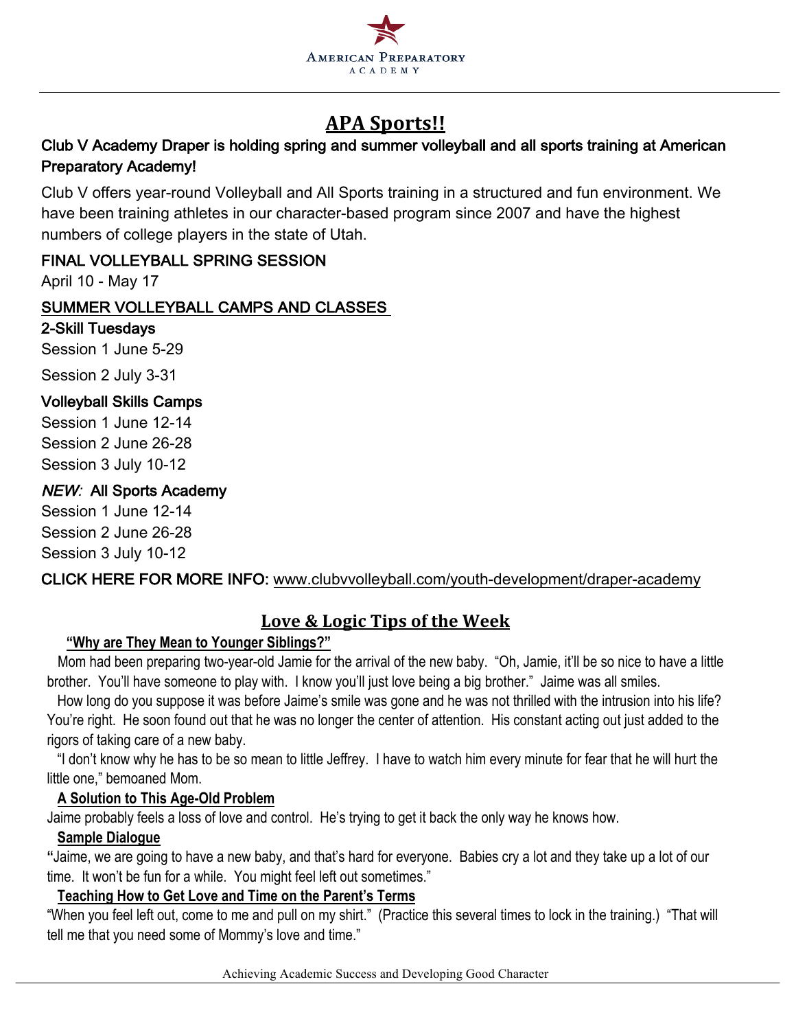## APA Sports!!

**Club V Academy Draper is holding spring and summer volleyball and all sports training at American Preparatory Academy!**

Club V offers year-round Volleyball and All Sports training in a structured and fun environment. We have been training athletes in our character-based program since 2007 and have the highest numbers of college players in the state of Utah.

**FINAL VOLLEYBALL SPRING SESSION**

April 10 - May 17

**SUMMER VOLLEYBALL CAMPS AND CLASSES**

**2-Skill Tuesdays**

Session 1 June 5-29

Session 2 July 3-31

**Volleyball Skills Camps**

Session 1 June 12-14
Session 2 June 26-28
Session 3 July 10-12

***NEW:* All Sports Academy**

Session 1 June 12-14
Session 2 June 26-28
Session 3 July 10-12

**CLICK HERE FOR MORE INFO:** www.clubvvolleyball.com/youth-development/draper-academy

## Love & Logic Tips of the Week

**"Why are They Mean to Younger Siblings?"**

Mom had been preparing two-year-old Jamie for the arrival of the new baby. "Oh, Jamie, it'll be so nice to have a little brother. You'll have someone to play with. I know you'll just love being a big brother." Jaime was all smiles.

How long do you suppose it was before Jaime's smile was gone and he was not thrilled with the intrusion into his life? You're right. He soon found out that he was no longer the center of attention. His constant acting out just added to the rigors of taking care of a new baby.

"I don't know why he has to be so mean to little Jeffrey. I have to watch him every minute for fear that he will hurt the little one," bemoaned Mom.

**A Solution to This Age-Old Problem**

Jaime probably feels a loss of love and control. He's trying to get it back the only way he knows how.

**Sample Dialogue**

"Jaime, we are going to have a new baby, and that's hard for everyone. Babies cry a lot and they take up a lot of our time. It won't be fun for a while. You might feel left out sometimes."

**Teaching How to Get Love and Time on the Parent's Terms**

"When you feel left out, come to me and pull on my shirt." (Practice this several times to lock in the training.) "That will tell me that you need some of Mommy's love and time."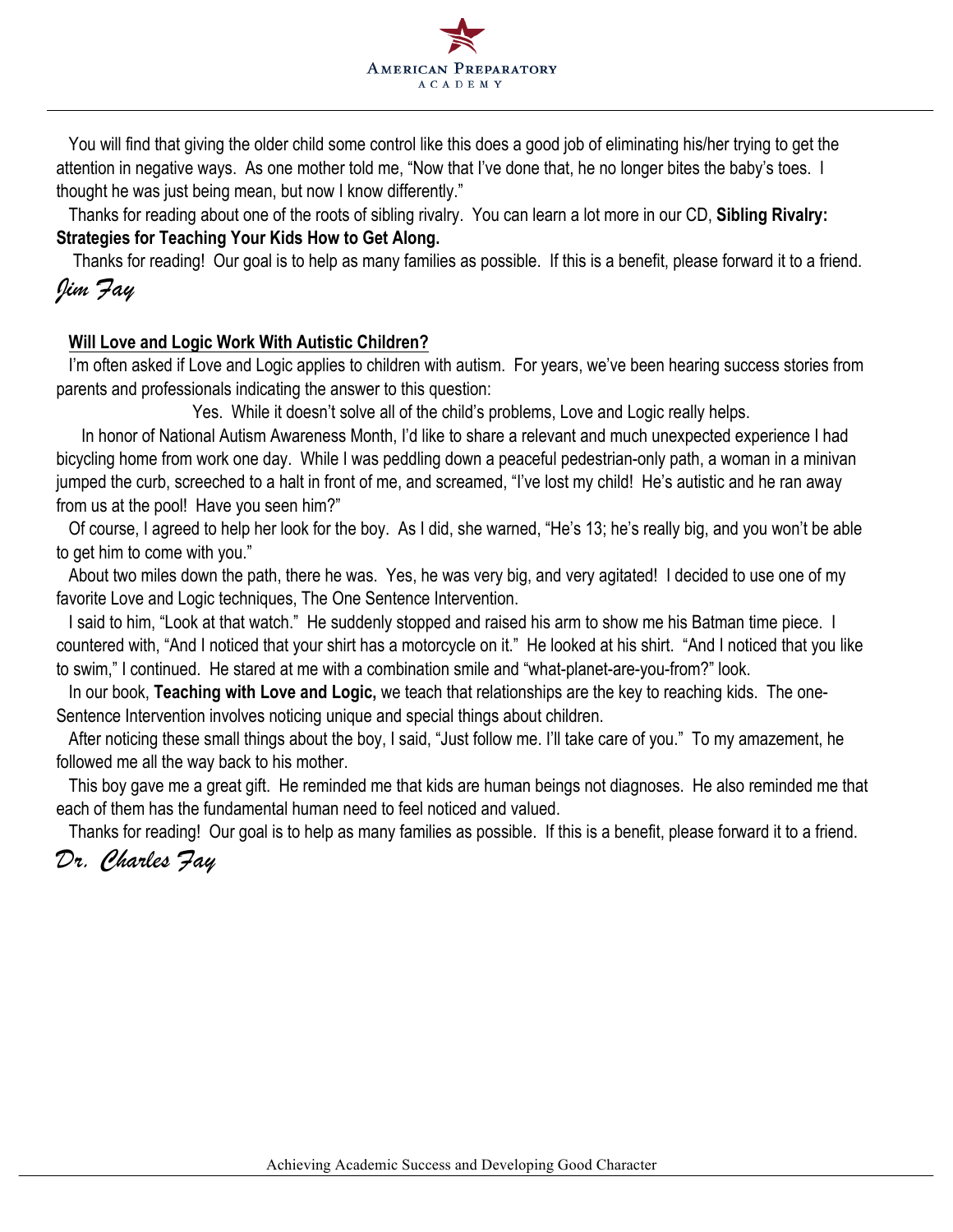You will find that giving the older child some control like this does a good job of eliminating his/her trying to get the attention in negative ways. As one mother told me, "Now that I've done that, he no longer bites the baby's toes. I thought he was just being mean, but now I know differently."

Thanks for reading about one of the roots of sibling rivalry. You can learn a lot more in our CD, **Sibling Rivalry: Strategies for Teaching Your Kids How to Get Along.**

Thanks for reading! Our goal is to help as many families as possible. If this is a benefit, please forward it to a friend.

*Jim Fay*

## Will Love and Logic Work With Autistic Children?

I'm often asked if Love and Logic applies to children with autism. For years, we've been hearing success stories from parents and professionals indicating the answer to this question:

Yes. While it doesn't solve all of the child's problems, Love and Logic really helps.

In honor of National Autism Awareness Month, I'd like to share a relevant and much unexpected experience I had bicycling home from work one day. While I was peddling down a peaceful pedestrian-only path, a woman in a minivan jumped the curb, screeched to a halt in front of me, and screamed, "I've lost my child! He's autistic and he ran away from us at the pool! Have you seen him?"

Of course, I agreed to help her look for the boy. As I did, she warned, "He's 13; he's really big, and you won't be able to get him to come with you."

About two miles down the path, there he was. Yes, he was very big, and very agitated! I decided to use one of my favorite Love and Logic techniques, The One Sentence Intervention.

I said to him, "Look at that watch." He suddenly stopped and raised his arm to show me his Batman time piece. I countered with, "And I noticed that your shirt has a motorcycle on it." He looked at his shirt. "And I noticed that you like to swim," I continued. He stared at me with a combination smile and "what-planet-are-you-from?" look.

In our book, **Teaching with Love and Logic,** we teach that relationships are the key to reaching kids. The one-Sentence Intervention involves noticing unique and special things about children.

After noticing these small things about the boy, I said, "Just follow me. I'll take care of you." To my amazement, he followed me all the way back to his mother.

This boy gave me a great gift. He reminded me that kids are human beings not diagnoses. He also reminded me that each of them has the fundamental human need to feel noticed and valued.

Thanks for reading! Our goal is to help as many families as possible. If this is a benefit, please forward it to a friend.

*Dr. Charles Fay*